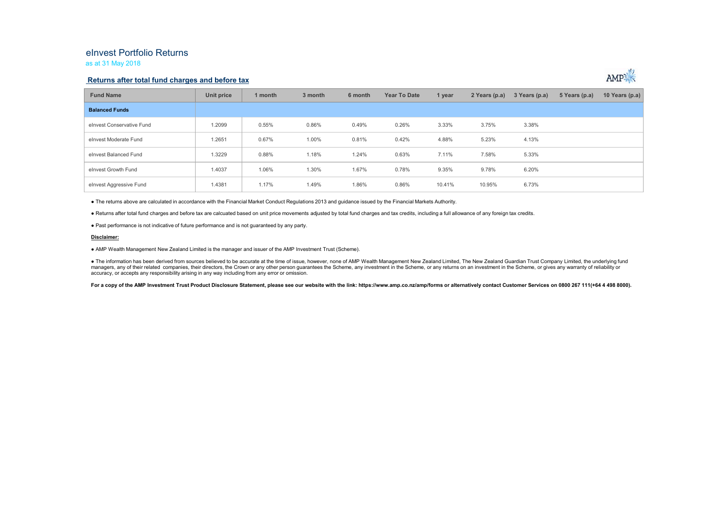# eInvest Portfolio Returns

as at 31 May 2018

## Returns after total fund charges and before tax

| Fund Name | Unit price | 1 month | 3 month | 6 month | Year To Date | 1 year | 2 Years (p.a) | 3 Years (p.a) | 5 Years (p.a) | 10 Years (p.a) |
|---|---|---|---|---|---|---|---|---|---|---|
| **Balanced Funds** | | | | | | | | | | |
| eInvest Conservative Fund | 1.2099 | 0.55% | 0.86% | 0.49% | 0.26% | 3.33% | 3.75% | 3.38% | | |
| eInvest Moderate Fund | 1.2651 | 0.67% | 1.00% | 0.81% | 0.42% | 4.88% | 5.23% | 4.13% | | |
| eInvest Balanced Fund | 1.3229 | 0.88% | 1.18% | 1.24% | 0.63% | 7.11% | 7.58% | 5.33% | | |
| eInvest Growth Fund | 1.4037 | 1.06% | 1.30% | 1.67% | 0.78% | 9.35% | 9.78% | 6.20% | | |
| eInvest Aggressive Fund | 1.4381 | 1.17% | 1.49% | 1.86% | 0.86% | 10.41% | 10.95% | 6.73% | | |

- The returns above are calculated in accordance with the Financial Market Conduct Regulations 2013 and guidance issued by the Financial Markets Authority.
- Returns after total fund charges and before tax are calcuated based on unit price movements adjusted by total fund charges and tax credits, including a full allowance of any foreign tax credits.
- Past performance is not indicative of future performance and is not guaranteed by any party.

**Disclaimer:**

- AMP Wealth Management New Zealand Limited is the manager and issuer of the AMP Investment Trust (Scheme).
- The information has been derived from sources believed to be accurate at the time of issue, however, none of AMP Wealth Management New Zealand Limited, The New Zealand Guardian Trust Company Limited, the underlying fund managers, any of their related companies, their directors, the Crown or any other person guarantees the Scheme, any investment in the Scheme, or any returns on an investment in the Scheme, or gives any warranty of reliability or accuracy, or accepts any responsibility arising in any way including from any error or omission.

**For a copy of the AMP Investment Trust Product Disclosure Statement, please see our website with the link: https://www.amp.co.nz/amp/forms or alternatively contact Customer Services on 0800 267 111(+64 4 498 8000).**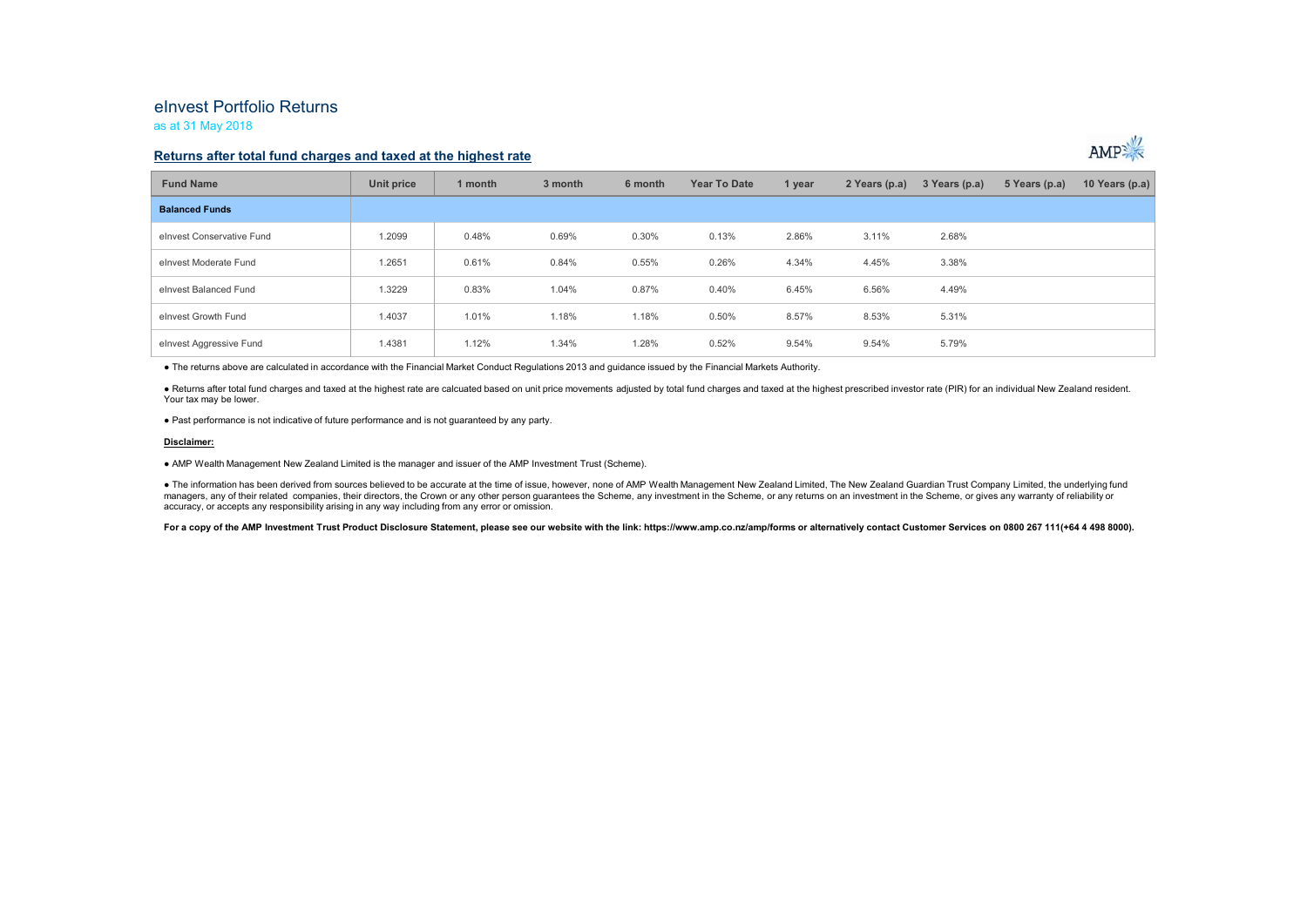# eInvest Portfolio Returns

as at 31 May 2018

## Returns after total fund charges and taxed at the highest rate

| Fund Name | Unit price | 1 month | 3 month | 6 month | Year To Date | 1 year | 2 Years (p.a) | 3 Years (p.a) | 5 Years (p.a) | 10 Years (p.a) |
|---|---|---|---|---|---|---|---|---|---|---|
| **Balanced Funds** | | | | | | | | | | |
| eInvest Conservative Fund | 1.2099 | 0.48% | 0.69% | 0.30% | 0.13% | 2.86% | 3.11% | 2.68% | | |
| eInvest Moderate Fund | 1.2651 | 0.61% | 0.84% | 0.55% | 0.26% | 4.34% | 4.45% | 3.38% | | |
| eInvest Balanced Fund | 1.3229 | 0.83% | 1.04% | 0.87% | 0.40% | 6.45% | 6.56% | 4.49% | | |
| eInvest Growth Fund | 1.4037 | 1.01% | 1.18% | 1.18% | 0.50% | 8.57% | 8.53% | 5.31% | | |
| eInvest Aggressive Fund | 1.4381 | 1.12% | 1.34% | 1.28% | 0.52% | 9.54% | 9.54% | 5.79% | | |

● The returns above are calculated in accordance with the Financial Market Conduct Regulations 2013 and guidance issued by the Financial Markets Authority.

● Returns after total fund charges and taxed at the highest rate are calcuated based on unit price movements adjusted by total fund charges and taxed at the highest prescribed investor rate (PIR) for an individual New Zealand resident. Your tax may be lower.

● Past performance is not indicative of future performance and is not guaranteed by any party.

**Disclaimer:**

● AMP Wealth Management New Zealand Limited is the manager and issuer of the AMP Investment Trust (Scheme).

● The information has been derived from sources believed to be accurate at the time of issue, however, none of AMP Wealth Management New Zealand Limited, The New Zealand Guardian Trust Company Limited, the underlying fund managers, any of their related companies, their directors, the Crown or any other person guarantees the Scheme, any investment in the Scheme, or any returns on an investment in the Scheme, or gives any warranty of reliability or accuracy, or accepts any responsibility arising in any way including from any error or omission.

**For a copy of the AMP Investment Trust Product Disclosure Statement, please see our website with the link: https://www.amp.co.nz/amp/forms or alternatively contact Customer Services on 0800 267 111(+64 4 498 8000).**